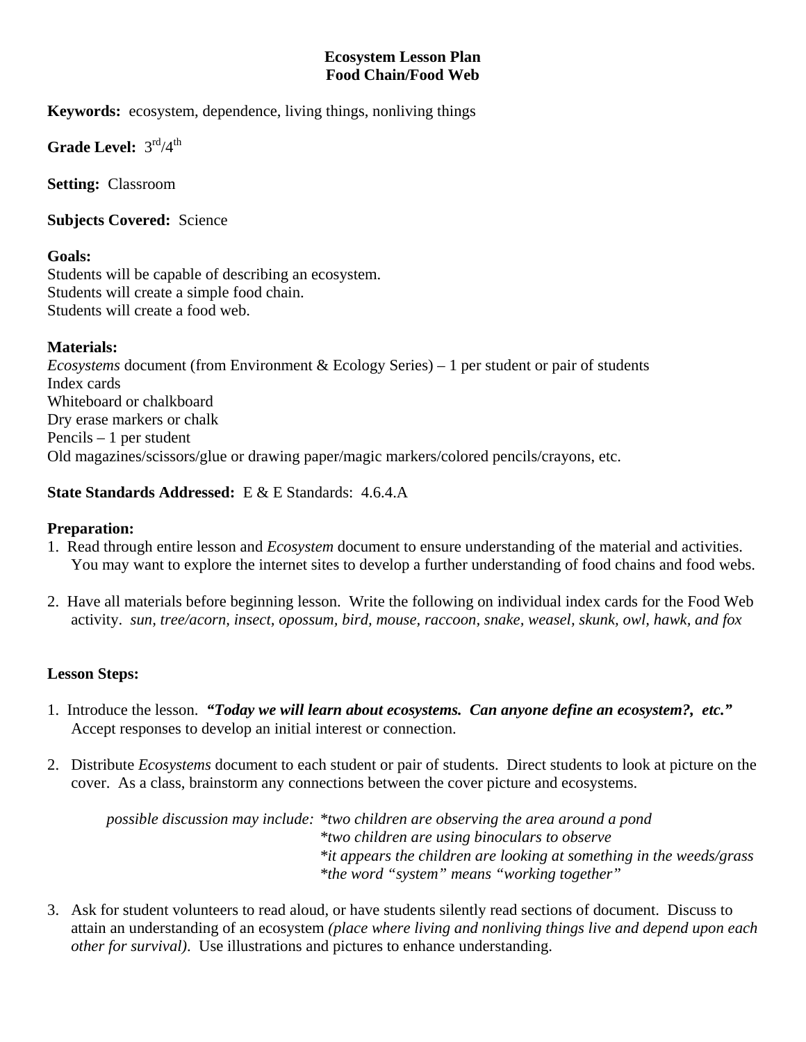# Ecosystem Lesson Plan
## Food Chain/Food Web

**Keywords:** ecosystem, dependence, living things, nonliving things

**Grade Level:** $3^{rd}/4^{th}$

**Setting:** Classroom

**Subjects Covered:** Science

**Goals:**
Students will be capable of describing an ecosystem.
Students will create a simple food chain.
Students will create a food web.

**Materials:**
*Ecosystems* document (from Environment & Ecology Series) – 1 per student or pair of students
Index cards
Whiteboard or chalkboard
Dry erase markers or chalk
Pencils – 1 per student
Old magazines/scissors/glue or drawing paper/magic markers/colored pencils/crayons, etc.

**State Standards Addressed:** E & E Standards: 4.6.4.A

**Preparation:**

1. Read through entire lesson and *Ecosystem* document to ensure understanding of the material and activities. You may want to explore the internet sites to develop a further understanding of food chains and food webs.

2. Have all materials before beginning lesson. Write the following on individual index cards for the Food Web activity. *sun, tree/acorn, insect, opossum, bird, mouse, raccoon, snake, weasel, skunk, owl, hawk, and fox*

**Lesson Steps:**

1. Introduce the lesson. ***"Today we will learn about ecosystems. Can anyone define an ecosystem?, etc."*** Accept responses to develop an initial interest or connection.

2. Distribute *Ecosystems* document to each student or pair of students. Direct students to look at picture on the cover. As a class, brainstorm any connections between the cover picture and ecosystems.

   *possible discussion may include:*
   - *two children are observing the area around a pond*
   - *two children are using binoculars to observe*
   - *it appears the children are looking at something in the weeds/grass*
   - *the word "system" means "working together"*

3. Ask for student volunteers to read aloud, or have students silently read sections of document. Discuss to attain an understanding of an ecosystem *(place where living and nonliving things live and depend upon each other for survival)*. Use illustrations and pictures to enhance understanding.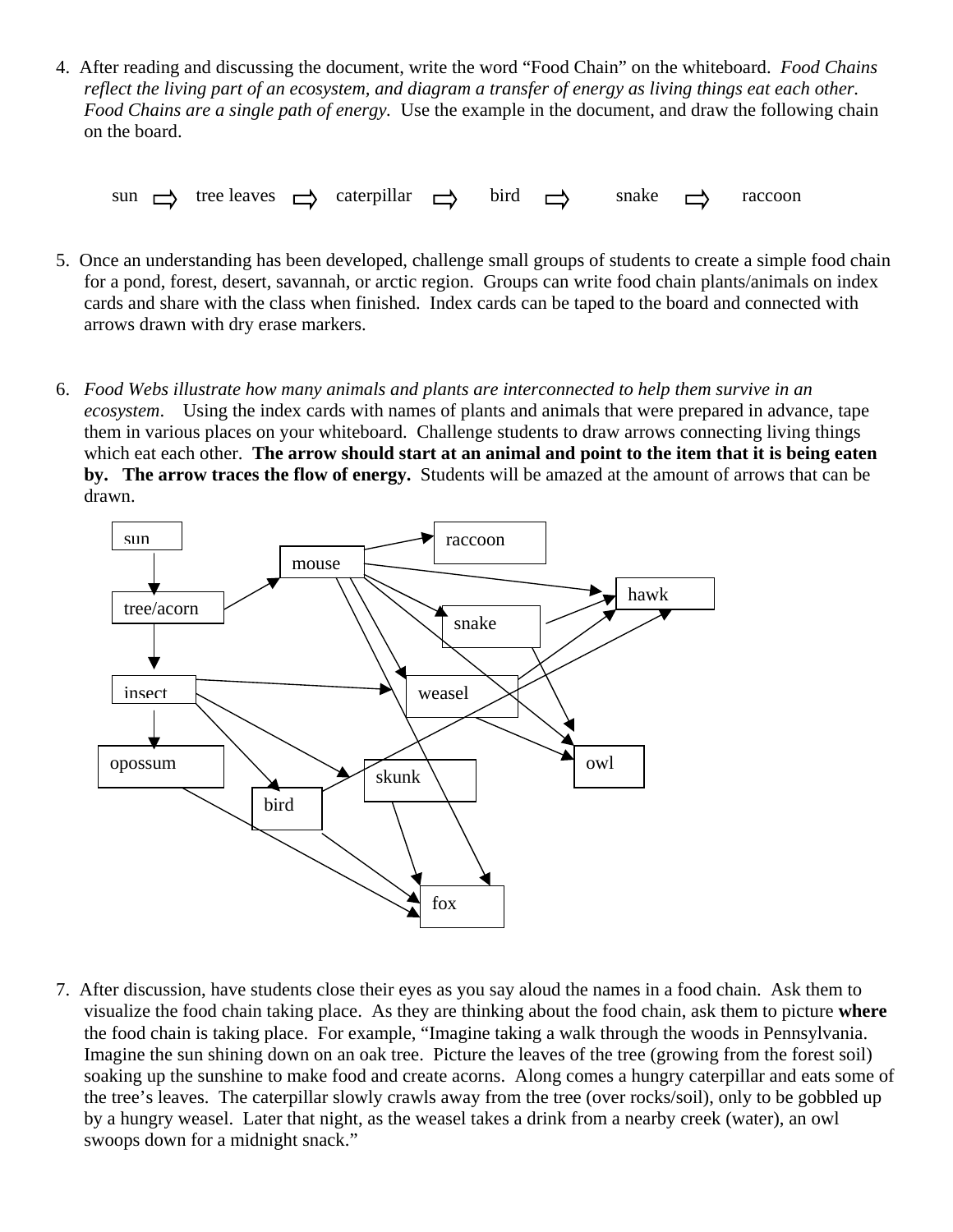4. After reading and discussing the document, write the word "Food Chain" on the whiteboard. *Food Chains reflect the living part of an ecosystem, and diagram a transfer of energy as living things eat each other. Food Chains are a single path of energy.* Use the example in the document, and draw the following chain on the board.

sun ⇨ tree leaves ⇨ caterpillar ⇨ bird ⇨ snake ⇨ raccoon

5. Once an understanding has been developed, challenge small groups of students to create a simple food chain for a pond, forest, desert, savannah, or arctic region. Groups can write food chain plants/animals on index cards and share with the class when finished. Index cards can be taped to the board and connected with arrows drawn with dry erase markers.

6. *Food Webs illustrate how many animals and plants are interconnected to help them survive in an ecosystem*. Using the index cards with names of plants and animals that were prepared in advance, tape them in various places on your whiteboard. Challenge students to draw arrows connecting living things which eat each other. **The arrow should start at an animal and point to the item that it is being eaten by. The arrow traces the flow of energy.** Students will be amazed at the amount of arrows that can be drawn.

sun, mouse, raccoon, hawk, tree/acorn, snake, insect, weasel, opossum, owl, skunk, bird, fox

7. After discussion, have students close their eyes as you say aloud the names in a food chain. Ask them to visualize the food chain taking place. As they are thinking about the food chain, ask them to picture **where** the food chain is taking place. For example, "Imagine taking a walk through the woods in Pennsylvania. Imagine the sun shining down on an oak tree. Picture the leaves of the tree (growing from the forest soil) soaking up the sunshine to make food and create acorns. Along comes a hungry caterpillar and eats some of the tree's leaves. The caterpillar slowly crawls away from the tree (over rocks/soil), only to be gobbled up by a hungry weasel. Later that night, as the weasel takes a drink from a nearby creek (water), an owl swoops down for a midnight snack."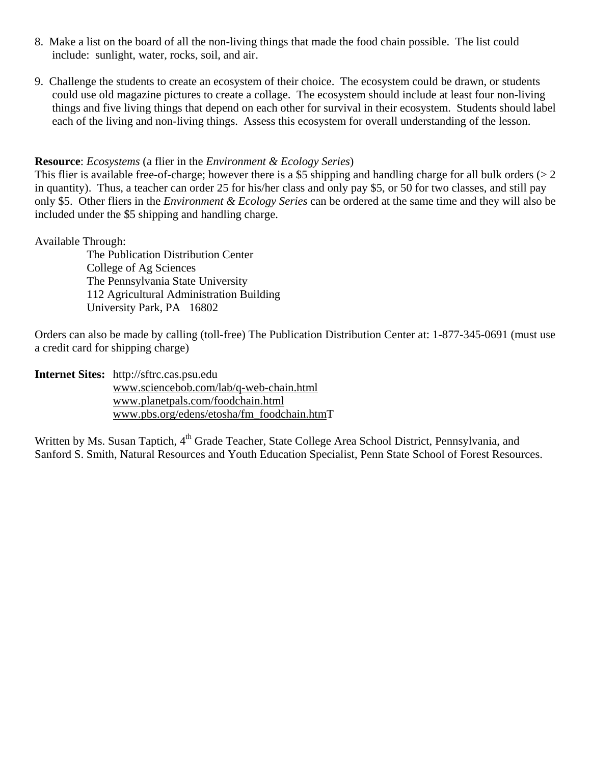8. Make a list on the board of all the non-living things that made the food chain possible. The list could include: sunlight, water, rocks, soil, and air.

9. Challenge the students to create an ecosystem of their choice. The ecosystem could be drawn, or students could use old magazine pictures to create a collage. The ecosystem should include at least four non-living things and five living things that depend on each other for survival in their ecosystem. Students should label each of the living and non-living things. Assess this ecosystem for overall understanding of the lesson.

**Resource**: *Ecosystems* (a flier in the *Environment & Ecology Series*)
This flier is available free-of-charge; however there is a $5 shipping and handling charge for all bulk orders (> 2 in quantity). Thus, a teacher can order 25 for his/her class and only pay $5, or 50 for two classes, and still pay only $5. Other fliers in the *Environment & Ecology Series* can be ordered at the same time and they will also be included under the $5 shipping and handling charge.

Available Through:

The Publication Distribution Center
College of Ag Sciences
The Pennsylvania State University
112 Agricultural Administration Building
University Park, PA 16802

Orders can also be made by calling (toll-free) The Publication Distribution Center at: 1-877-345-0691 (must use a credit card for shipping charge)

**Internet Sites:** http://sftrc.cas.psu.edu
www.sciencebob.com/lab/q-web-chain.html
www.planetpals.com/foodchain.html
www.pbs.org/edens/etosha/fm_foodchain.htmT

Written by Ms. Susan Taptich, 4th Grade Teacher, State College Area School District, Pennsylvania, and Sanford S. Smith, Natural Resources and Youth Education Specialist, Penn State School of Forest Resources.